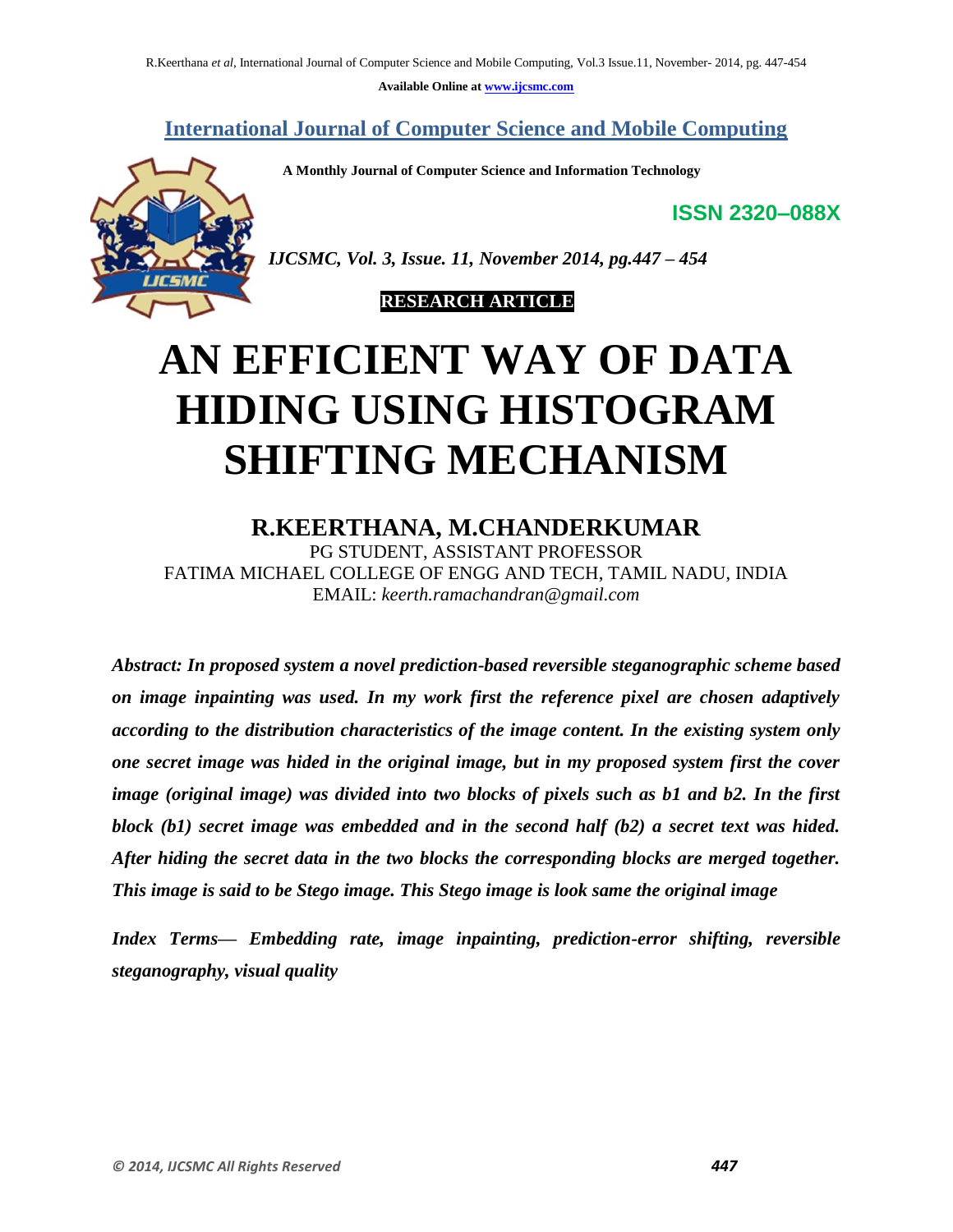## International Journal of Computer Science and Mobile Computing

**A Monthly Journal of Computer Science and Information Technology**

**ISSN 2320–088X**

*IJCSMC, Vol. 3, Issue. 11, November 2014, pg.447 – 454*

**RESEARCH ARTICLE**

# AN EFFICIENT WAY OF DATA HIDING USING HISTOGRAM SHIFTING MECHANISM

## R.KEERTHANA, M.CHANDERKUMAR

PG STUDENT, ASSISTANT PROFESSOR
FATIMA MICHAEL COLLEGE OF ENGG AND TECH, TAMIL NADU, INDIA
EMAIL: *keerth.ramachandran@gmail.com*

***Abstract: In proposed system a novel prediction-based reversible steganographic scheme based on image inpainting was used. In my work first the reference pixel are chosen adaptively according to the distribution characteristics of the image content. In the existing system only one secret image was hided in the original image, but in my proposed system first the cover image (original image) was divided into two blocks of pixels such as b1 and b2. In the first block (b1) secret image was embedded and in the second half (b2) a secret text was hided. After hiding the secret data in the two blocks the corresponding blocks are merged together. This image is said to be Stego image. This Stego image is look same the original image***

***Index Terms— Embedding rate, image inpainting, prediction-error shifting, reversible steganography, visual quality***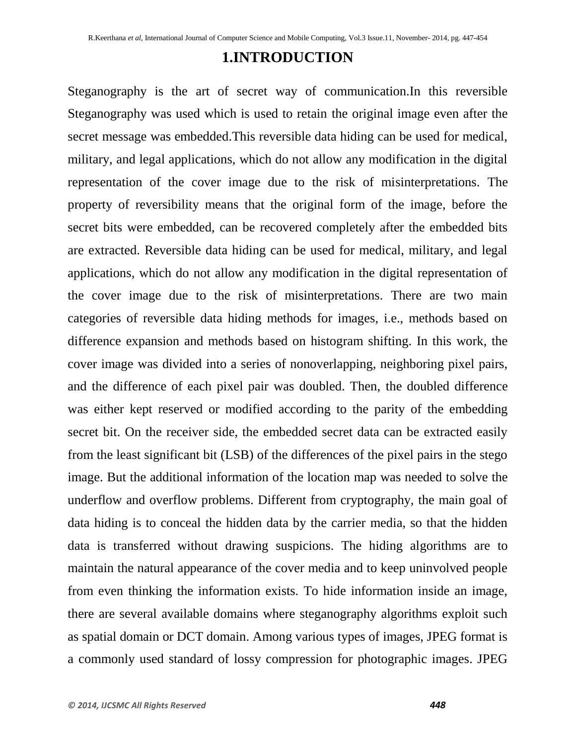# 1.INTRODUCTION

Steganography is the art of secret way of communication.In this reversible Steganography was used which is used to retain the original image even after the secret message was embedded.This reversible data hiding can be used for medical, military, and legal applications, which do not allow any modification in the digital representation of the cover image due to the risk of misinterpretations. The property of reversibility means that the original form of the image, before the secret bits were embedded, can be recovered completely after the embedded bits are extracted. Reversible data hiding can be used for medical, military, and legal applications, which do not allow any modification in the digital representation of the cover image due to the risk of misinterpretations. There are two main categories of reversible data hiding methods for images, i.e., methods based on difference expansion and methods based on histogram shifting. In this work, the cover image was divided into a series of nonoverlapping, neighboring pixel pairs, and the difference of each pixel pair was doubled. Then, the doubled difference was either kept reserved or modified according to the parity of the embedding secret bit. On the receiver side, the embedded secret data can be extracted easily from the least significant bit (LSB) of the differences of the pixel pairs in the stego image. But the additional information of the location map was needed to solve the underflow and overflow problems. Different from cryptography, the main goal of data hiding is to conceal the hidden data by the carrier media, so that the hidden data is transferred without drawing suspicions. The hiding algorithms are to maintain the natural appearance of the cover media and to keep uninvolved people from even thinking the information exists. To hide information inside an image, there are several available domains where steganography algorithms exploit such as spatial domain or DCT domain. Among various types of images, JPEG format is a commonly used standard of lossy compression for photographic images. JPEG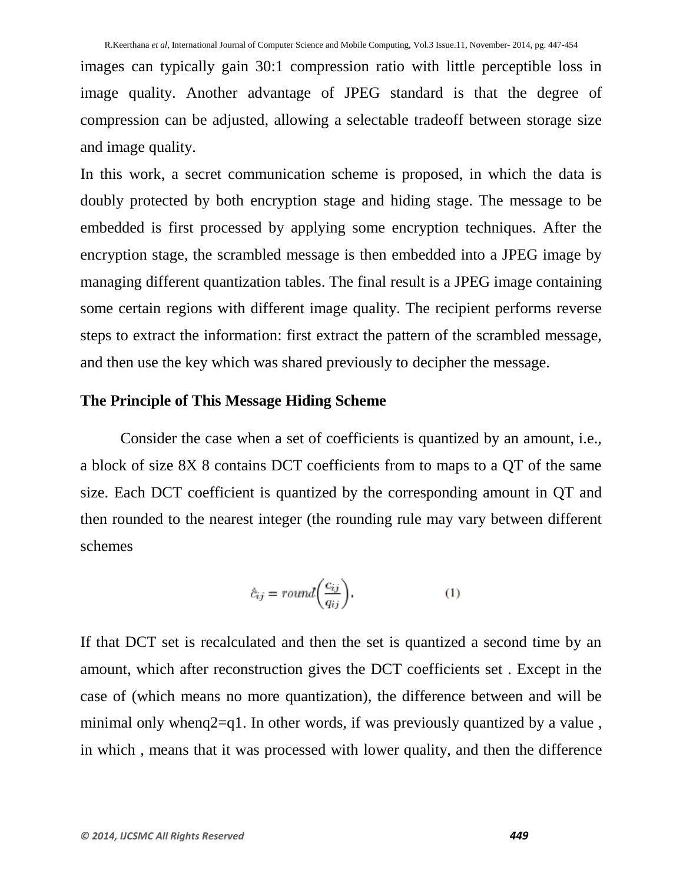images can typically gain 30:1 compression ratio with little perceptible loss in image quality. Another advantage of JPEG standard is that the degree of compression can be adjusted, allowing a selectable tradeoff between storage size and image quality.

In this work, a secret communication scheme is proposed, in which the data is doubly protected by both encryption stage and hiding stage. The message to be embedded is first processed by applying some encryption techniques. After the encryption stage, the scrambled message is then embedded into a JPEG image by managing different quantization tables. The final result is a JPEG image containing some certain regions with different image quality. The recipient performs reverse steps to extract the information: first extract the pattern of the scrambled message, and then use the key which was shared previously to decipher the message.

**The Principle of This Message Hiding Scheme**

Consider the case when a set of coefficients is quantized by an amount, i.e., a block of size 8X 8 contains DCT coefficients from to maps to a QT of the same size. Each DCT coefficient is quantized by the corresponding amount in QT and then rounded to the nearest integer (the rounding rule may vary between different schemes

$$\hat{c}_{ij} = round\left(\frac{c_{ij}}{q_{ij}}\right). \qquad (1)$$

If that DCT set is recalculated and then the set is quantized a second time by an amount, which after reconstruction gives the DCT coefficients set . Except in the case of (which means no more quantization), the difference between and will be minimal only when$q2=q1$. In other words, if was previously quantized by a value , in which , means that it was processed with lower quality, and then the difference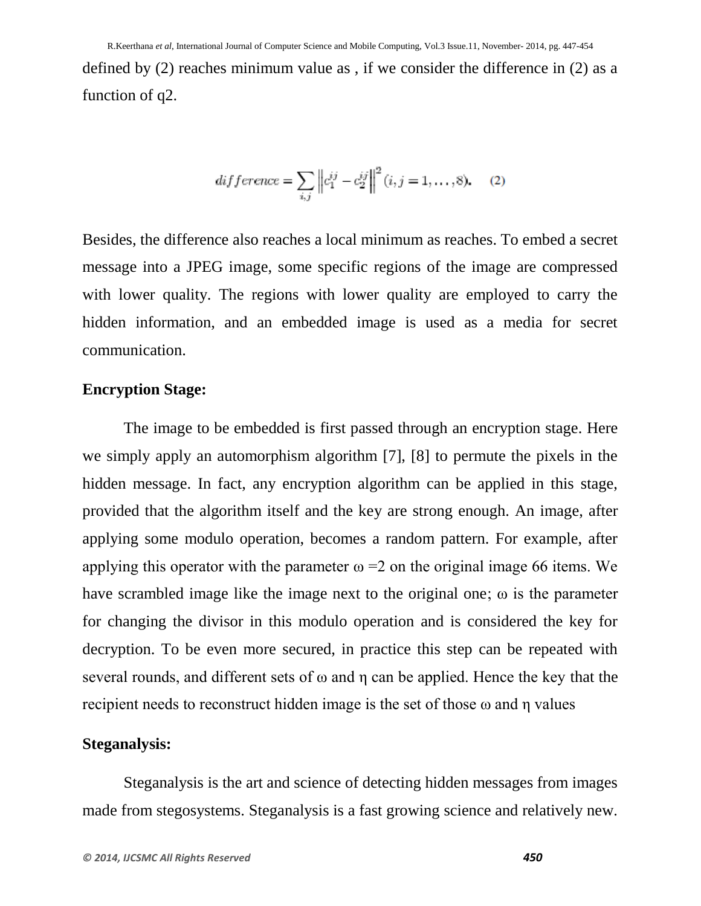defined by (2) reaches minimum value as , if we consider the difference in (2) as a function of q2.

$$difference = \sum_{i,j} \left\| c_1^{ij} - c_2^{ij} \right\|^2 (i, j = 1, \ldots, 8). \quad (2)$$

Besides, the difference also reaches a local minimum as reaches. To embed a secret message into a JPEG image, some specific regions of the image are compressed with lower quality. The regions with lower quality are employed to carry the hidden information, and an embedded image is used as a media for secret communication.

**Encryption Stage:**

The image to be embedded is first passed through an encryption stage. Here we simply apply an automorphism algorithm [7], [8] to permute the pixels in the hidden message. In fact, any encryption algorithm can be applied in this stage, provided that the algorithm itself and the key are strong enough. An image, after applying some modulo operation, becomes a random pattern. For example, after applying this operator with the parameter $\omega = 2$ on the original image 66 items. We have scrambled image like the image next to the original one; $\omega$ is the parameter for changing the divisor in this modulo operation and is considered the key for decryption. To be even more secured, in practice this step can be repeated with several rounds, and different sets of $\omega$ and $\eta$ can be applied. Hence the key that the recipient needs to reconstruct hidden image is the set of those $\omega$ and $\eta$ values

**Steganalysis:**

Steganalysis is the art and science of detecting hidden messages from images made from stegosystems. Steganalysis is a fast growing science and relatively new.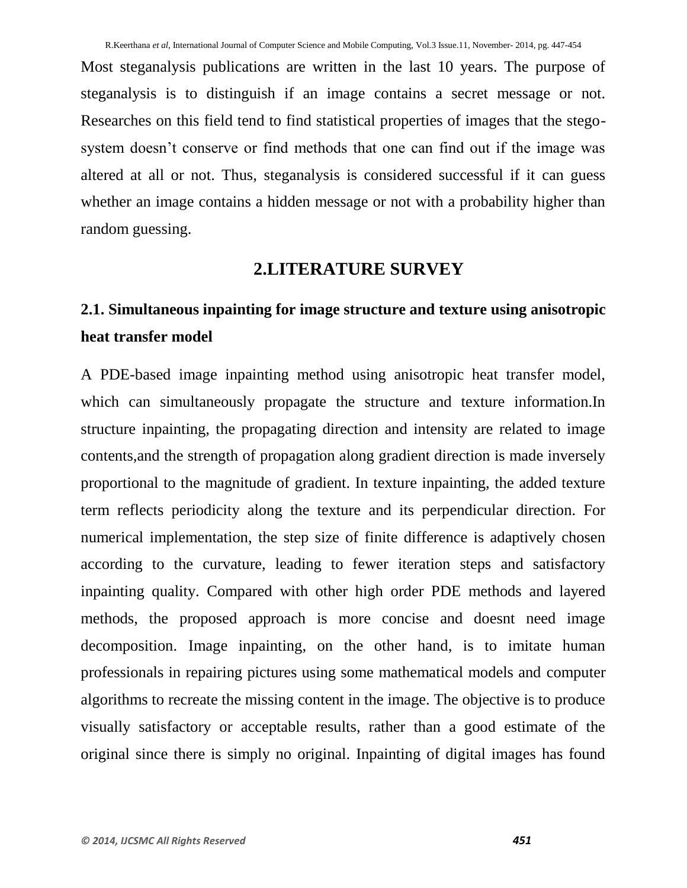Most steganalysis publications are written in the last 10 years. The purpose of steganalysis is to distinguish if an image contains a secret message or not. Researches on this field tend to find statistical properties of images that the stego-system doesn't conserve or find methods that one can find out if the image was altered at all or not. Thus, steganalysis is considered successful if it can guess whether an image contains a hidden message or not with a probability higher than random guessing.

## 2.LITERATURE SURVEY

### 2.1. Simultaneous inpainting for image structure and texture using anisotropic heat transfer model

A PDE-based image inpainting method using anisotropic heat transfer model, which can simultaneously propagate the structure and texture information.In structure inpainting, the propagating direction and intensity are related to image contents,and the strength of propagation along gradient direction is made inversely proportional to the magnitude of gradient. In texture inpainting, the added texture term reflects periodicity along the texture and its perpendicular direction. For numerical implementation, the step size of finite difference is adaptively chosen according to the curvature, leading to fewer iteration steps and satisfactory inpainting quality. Compared with other high order PDE methods and layered methods, the proposed approach is more concise and doesnt need image decomposition. Image inpainting, on the other hand, is to imitate human professionals in repairing pictures using some mathematical models and computer algorithms to recreate the missing content in the image. The objective is to produce visually satisfactory or acceptable results, rather than a good estimate of the original since there is simply no original. Inpainting of digital images has found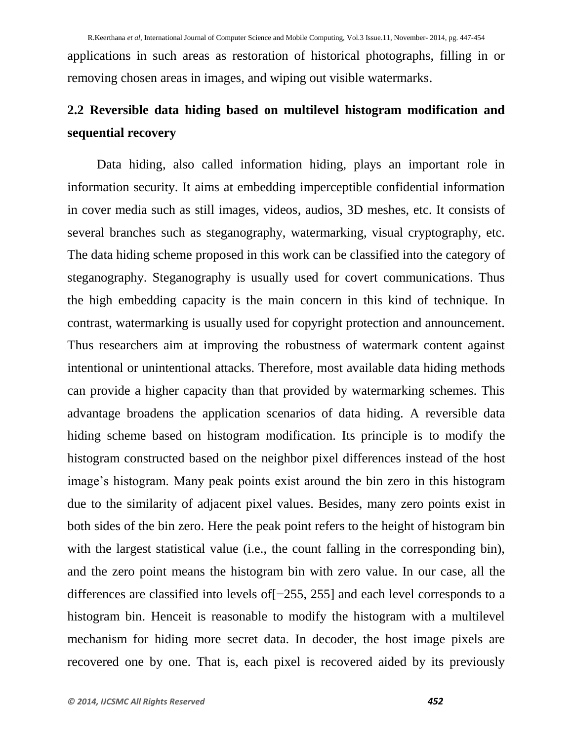applications in such areas as restoration of historical photographs, filling in or removing chosen areas in images, and wiping out visible watermarks.

## 2.2 Reversible data hiding based on multilevel histogram modification and sequential recovery

Data hiding, also called information hiding, plays an important role in information security. It aims at embedding imperceptible confidential information in cover media such as still images, videos, audios, 3D meshes, etc. It consists of several branches such as steganography, watermarking, visual cryptography, etc. The data hiding scheme proposed in this work can be classified into the category of steganography. Steganography is usually used for covert communications. Thus the high embedding capacity is the main concern in this kind of technique. In contrast, watermarking is usually used for copyright protection and announcement. Thus researchers aim at improving the robustness of watermark content against intentional or unintentional attacks. Therefore, most available data hiding methods can provide a higher capacity than that provided by watermarking schemes. This advantage broadens the application scenarios of data hiding. A reversible data hiding scheme based on histogram modification. Its principle is to modify the histogram constructed based on the neighbor pixel differences instead of the host image's histogram. Many peak points exist around the bin zero in this histogram due to the similarity of adjacent pixel values. Besides, many zero points exist in both sides of the bin zero. Here the peak point refers to the height of histogram bin with the largest statistical value (i.e., the count falling in the corresponding bin), and the zero point means the histogram bin with zero value. In our case, all the differences are classified into levels of$[-255, 255]$ and each level corresponds to a histogram bin. Henceit is reasonable to modify the histogram with a multilevel mechanism for hiding more secret data. In decoder, the host image pixels are recovered one by one. That is, each pixel is recovered aided by its previously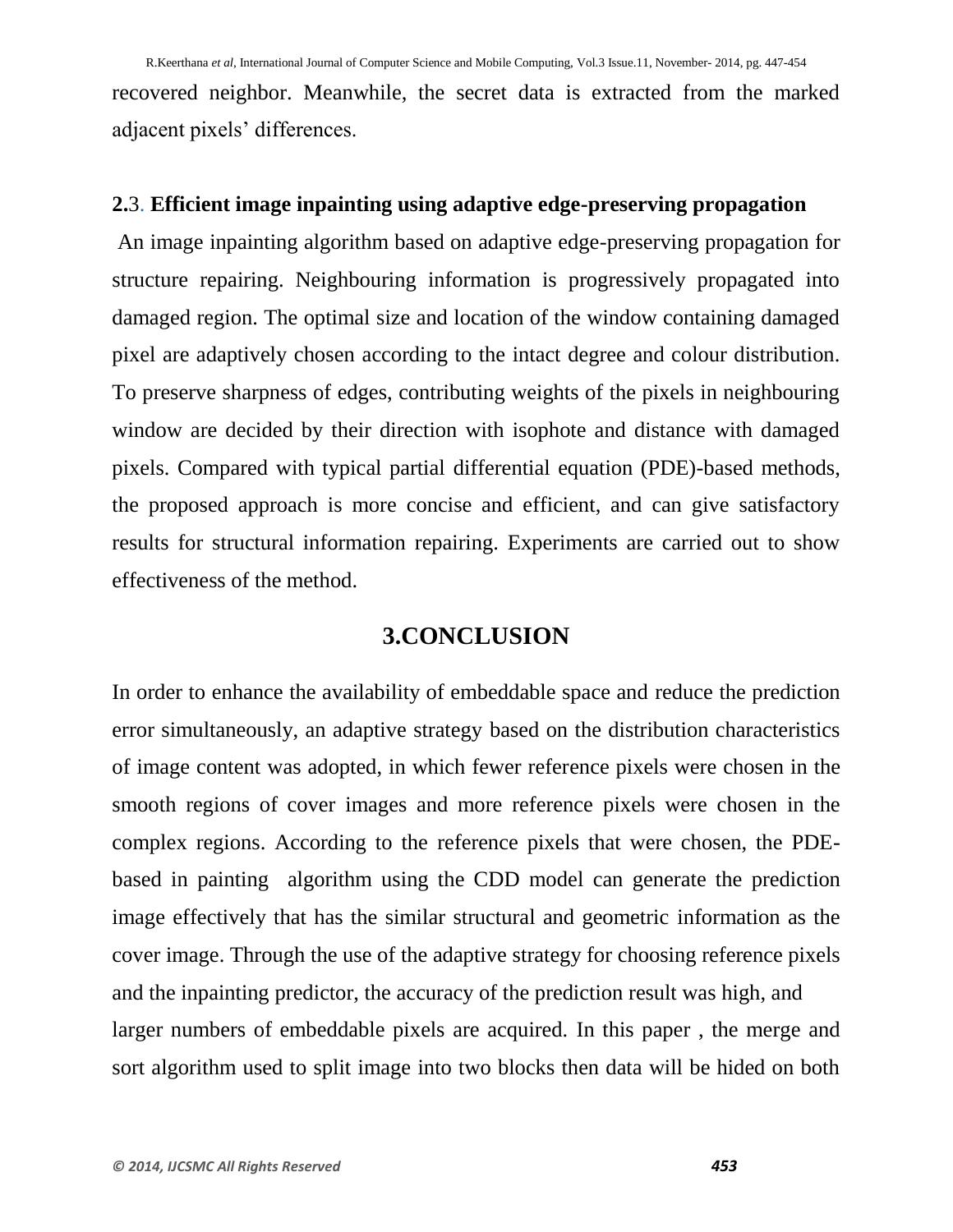recovered neighbor. Meanwhile, the secret data is extracted from the marked adjacent pixels' differences.

### 2.3. Efficient image inpainting using adaptive edge-preserving propagation

An image inpainting algorithm based on adaptive edge-preserving propagation for structure repairing. Neighbouring information is progressively propagated into damaged region. The optimal size and location of the window containing damaged pixel are adaptively chosen according to the intact degree and colour distribution. To preserve sharpness of edges, contributing weights of the pixels in neighbouring window are decided by their direction with isophote and distance with damaged pixels. Compared with typical partial differential equation (PDE)-based methods, the proposed approach is more concise and efficient, and can give satisfactory results for structural information repairing. Experiments are carried out to show effectiveness of the method.

## 3.CONCLUSION

In order to enhance the availability of embeddable space and reduce the prediction error simultaneously, an adaptive strategy based on the distribution characteristics of image content was adopted, in which fewer reference pixels were chosen in the smooth regions of cover images and more reference pixels were chosen in the complex regions. According to the reference pixels that were chosen, the PDE-based in painting algorithm using the CDD model can generate the prediction image effectively that has the similar structural and geometric information as the cover image. Through the use of the adaptive strategy for choosing reference pixels and the inpainting predictor, the accuracy of the prediction result was high, and larger numbers of embeddable pixels are acquired. In this paper , the merge and sort algorithm used to split image into two blocks then data will be hided on both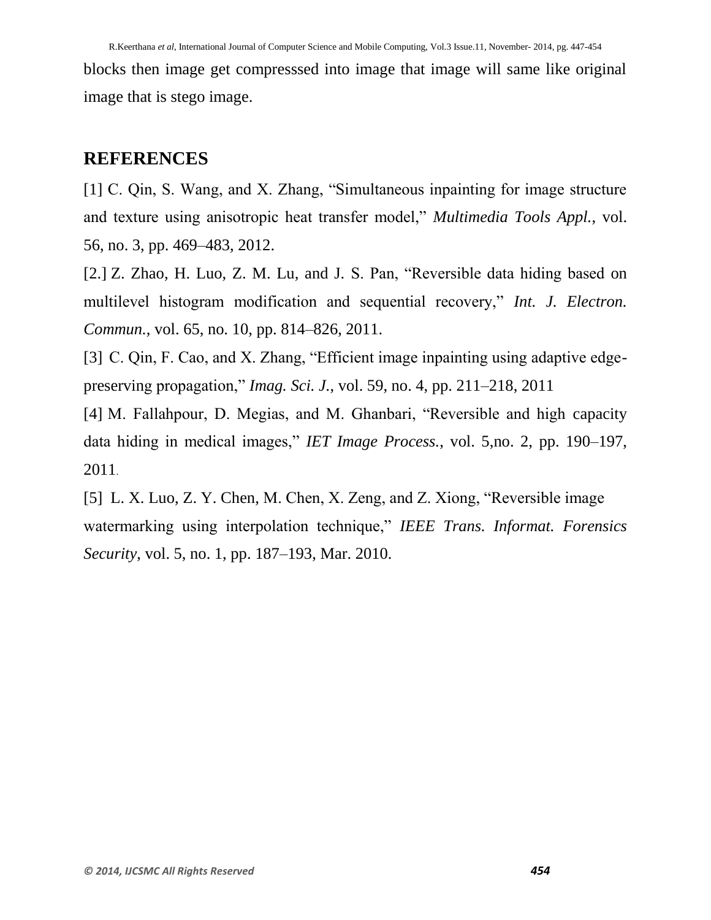blocks then image get compresssed into image that image will same like original image that is stego image.

## REFERENCES

[1] C. Qin, S. Wang, and X. Zhang, "Simultaneous inpainting for image structure and texture using anisotropic heat transfer model," *Multimedia Tools Appl.*, vol. 56, no. 3, pp. 469–483, 2012.

[2.] Z. Zhao, H. Luo, Z. M. Lu, and J. S. Pan, "Reversible data hiding based on multilevel histogram modification and sequential recovery," *Int. J. Electron. Commun.*, vol. 65, no. 10, pp. 814–826, 2011.

[3] C. Qin, F. Cao, and X. Zhang, "Efficient image inpainting using adaptive edge-preserving propagation," *Imag. Sci. J.*, vol. 59, no. 4, pp. 211–218, 2011

[4] M. Fallahpour, D. Megias, and M. Ghanbari, "Reversible and high capacity data hiding in medical images," *IET Image Process.*, vol. 5,no. 2, pp. 190–197, 2011.

[5] L. X. Luo, Z. Y. Chen, M. Chen, X. Zeng, and Z. Xiong, "Reversible image watermarking using interpolation technique," *IEEE Trans. Informat. Forensics Security*, vol. 5, no. 1, pp. 187–193, Mar. 2010.